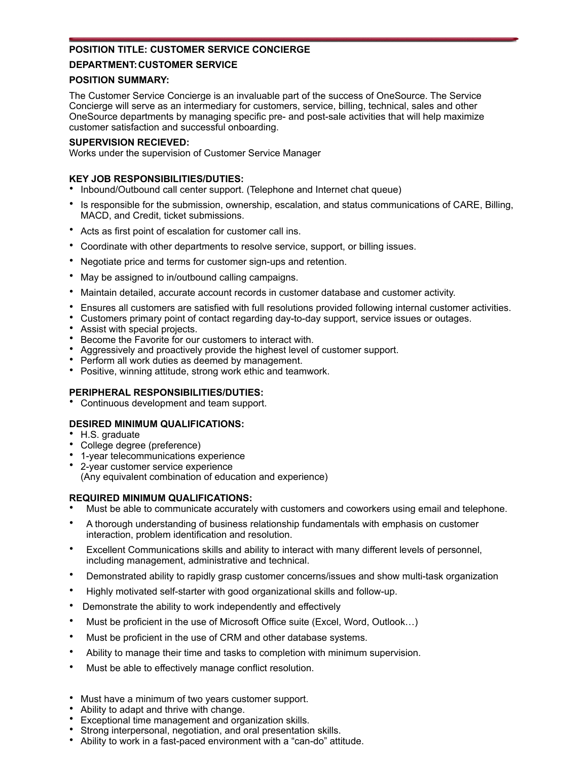**POSITION TITLE: CUSTOMER SERVICE CONCIERGE**

**DEPARTMENT: CUSTOMER SERVICE**

**POSITION SUMMARY:**

The Customer Service Concierge is an invaluable part of the success of OneSource. The Service Concierge will serve as an intermediary for customers, service, billing, technical, sales and other OneSource departments by managing specific pre- and post-sale activities that will help maximize customer satisfaction and successful onboarding.

**SUPERVISION RECIEVED:**
Works under the supervision of Customer Service Manager

**KEY JOB RESPONSIBILITIES/DUTIES:**

- Inbound/Outbound call center support. (Telephone and Internet chat queue)
- Is responsible for the submission, ownership, escalation, and status communications of CARE, Billing, MACD, and Credit, ticket submissions.
- Acts as first point of escalation for customer call ins.
- Coordinate with other departments to resolve service, support, or billing issues.
- Negotiate price and terms for customer sign-ups and retention.
- May be assigned to in/outbound calling campaigns.
- Maintain detailed, accurate account records in customer database and customer activity.
- Ensures all customers are satisfied with full resolutions provided following internal customer activities.
- Customers primary point of contact regarding day-to-day support, service issues or outages.
- Assist with special projects.
- Become the Favorite for our customers to interact with.
- Aggressively and proactively provide the highest level of customer support.
- Perform all work duties as deemed by management.
- Positive, winning attitude, strong work ethic and teamwork.

**PERIPHERAL RESPONSIBILITIES/DUTIES:**

- Continuous development and team support.

**DESIRED MINIMUM QUALIFICATIONS:**

- H.S. graduate
- College degree (preference)
- 1-year telecommunications experience
- 2-year customer service experience
  (Any equivalent combination of education and experience)

**REQUIRED MINIMUM QUALIFICATIONS:**

- Must be able to communicate accurately with customers and coworkers using email and telephone.
- A thorough understanding of business relationship fundamentals with emphasis on customer interaction, problem identification and resolution.
- Excellent Communications skills and ability to interact with many different levels of personnel, including management, administrative and technical.
- Demonstrated ability to rapidly grasp customer concerns/issues and show multi-task organization
- Highly motivated self-starter with good organizational skills and follow-up.
- Demonstrate the ability to work independently and effectively
- Must be proficient in the use of Microsoft Office suite (Excel, Word, Outlook…)
- Must be proficient in the use of CRM and other database systems.
- Ability to manage their time and tasks to completion with minimum supervision.
- Must be able to effectively manage conflict resolution.

- Must have a minimum of two years customer support.
- Ability to adapt and thrive with change.
- Exceptional time management and organization skills.
- Strong interpersonal, negotiation, and oral presentation skills.
- Ability to work in a fast-paced environment with a "can-do" attitude.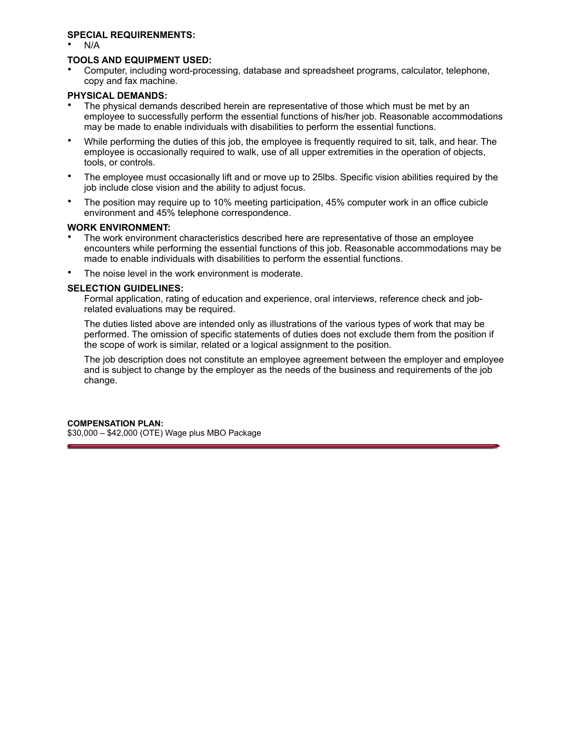**SPECIAL REQUIRENMENTS:**

- N/A

**TOOLS AND EQUIPMENT USED:**

- Computer, including word-processing, database and spreadsheet programs, calculator, telephone, copy and fax machine.

**PHYSICAL DEMANDS:**

- The physical demands described herein are representative of those which must be met by an employee to successfully perform the essential functions of his/her job. Reasonable accommodations may be made to enable individuals with disabilities to perform the essential functions.
- While performing the duties of this job, the employee is frequently required to sit, talk, and hear. The employee is occasionally required to walk, use of all upper extremities in the operation of objects, tools, or controls.
- The employee must occasionally lift and or move up to 25lbs. Specific vision abilities required by the job include close vision and the ability to adjust focus.
- The position may require up to 10% meeting participation, 45% computer work in an office cubicle environment and 45% telephone correspondence.

**WORK ENVIRONMENT:**

- The work environment characteristics described here are representative of those an employee encounters while performing the essential functions of this job. Reasonable accommodations may be made to enable individuals with disabilities to perform the essential functions.
- The noise level in the work environment is moderate.

**SELECTION GUIDELINES:**

Formal application, rating of education and experience, oral interviews, reference check and job-related evaluations may be required.

The duties listed above are intended only as illustrations of the various types of work that may be performed. The omission of specific statements of duties does not exclude them from the position if the scope of work is similar, related or a logical assignment to the position.

The job description does not constitute an employee agreement between the employer and employee and is subject to change by the employer as the needs of the business and requirements of the job change.

**COMPENSATION PLAN:**

$30,000 – $42,000 (OTE) Wage plus MBO Package